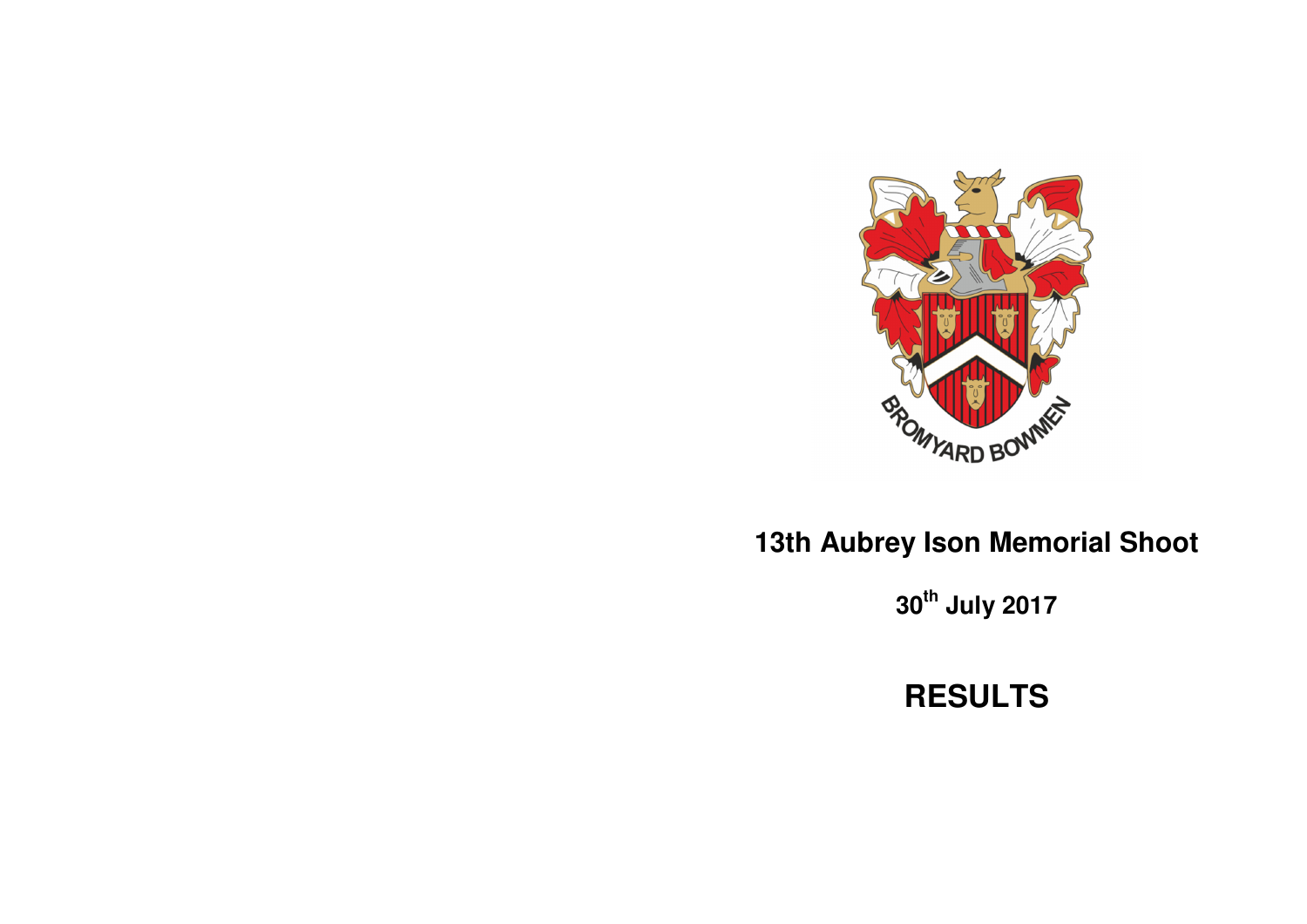BROMYARD BOWMEN

# 13th Aubrey Ison Memorial Shoot

**30th July 2017**

# RESULTS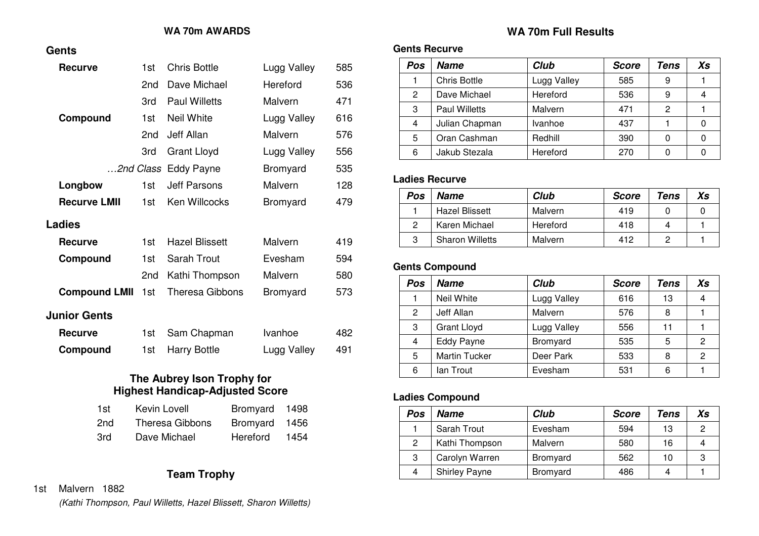## WA 70m AWARDS

### Gents

| | | | | |
|---|---|---|---|---|
| **Recurve** | 1st | Chris Bottle | Lugg Valley | 585 |
| | 2nd | Dave Michael | Hereford | 536 |
| | 3rd | Paul Willetts | Malvern | 471 |
| **Compound** | 1st | Neil White | Lugg Valley | 616 |
| | 2nd | Jeff Allan | Malvern | 576 |
| | 3rd | Grant Lloyd | Lugg Valley | 556 |
| | …2nd Class | Eddy Payne | Bromyard | 535 |
| **Longbow** | 1st | Jeff Parsons | Malvern | 128 |
| **Recurve LMII** | 1st | Ken Willcocks | Bromyard | 479 |

### Ladies

| | | | | |
|---|---|---|---|---|
| **Recurve** | 1st | Hazel Blissett | Malvern | 419 |
| **Compound** | 1st | Sarah Trout | Evesham | 594 |
| | 2nd | Kathi Thompson | Malvern | 580 |
| **Compound LMII** | 1st | Theresa Gibbons | Bromyard | 573 |

### Junior Gents

| | | | | |
|---|---|---|---|---|
| **Recurve** | 1st | Sam Chapman | Ivanhoe | 482 |
| **Compound** | 1st | Harry Bottle | Lugg Valley | 491 |

### The Aubrey Ison Trophy for Highest Handicap-Adjusted Score

| | | | |
|---|---|---|---|
| 1st | Kevin Lovell | Bromyard | 1498 |
| 2nd | Theresa Gibbons | Bromyard | 1456 |
| 3rd | Dave Michael | Hereford | 1454 |

### Team Trophy

1st Malvern 1882

*(Kathi Thompson, Paul Willetts, Hazel Blissett, Sharon Willetts)*

## WA 70m Full Results

### Gents Recurve

| Pos | Name | Club | Score | Tens | Xs |
|---|---|---|---|---|---|
| 1 | Chris Bottle | Lugg Valley | 585 | 9 | 1 |
| 2 | Dave Michael | Hereford | 536 | 9 | 4 |
| 3 | Paul Willetts | Malvern | 471 | 2 | 1 |
| 4 | Julian Chapman | Ivanhoe | 437 | 1 | 0 |
| 5 | Oran Cashman | Redhill | 390 | 0 | 0 |
| 6 | Jakub Stezala | Hereford | 270 | 0 | 0 |

### Ladies Recurve

| Pos | Name | Club | Score | Tens | Xs |
|---|---|---|---|---|---|
| 1 | Hazel Blissett | Malvern | 419 | 0 | 0 |
| 2 | Karen Michael | Hereford | 418 | 4 | 1 |
| 3 | Sharon Willetts | Malvern | 412 | 2 | 1 |

### Gents Compound

| Pos | Name | Club | Score | Tens | Xs |
|---|---|---|---|---|---|
| 1 | Neil White | Lugg Valley | 616 | 13 | 4 |
| 2 | Jeff Allan | Malvern | 576 | 8 | 1 |
| 3 | Grant Lloyd | Lugg Valley | 556 | 11 | 1 |
| 4 | Eddy Payne | Bromyard | 535 | 5 | 2 |
| 5 | Martin Tucker | Deer Park | 533 | 8 | 2 |
| 6 | Ian Trout | Evesham | 531 | 6 | 1 |

### Ladies Compound

| Pos | Name | Club | Score | Tens | Xs |
|---|---|---|---|---|---|
| 1 | Sarah Trout | Evesham | 594 | 13 | 2 |
| 2 | Kathi Thompson | Malvern | 580 | 16 | 4 |
| 3 | Carolyn Warren | Bromyard | 562 | 10 | 3 |
| 4 | Shirley Payne | Bromyard | 486 | 4 | 1 |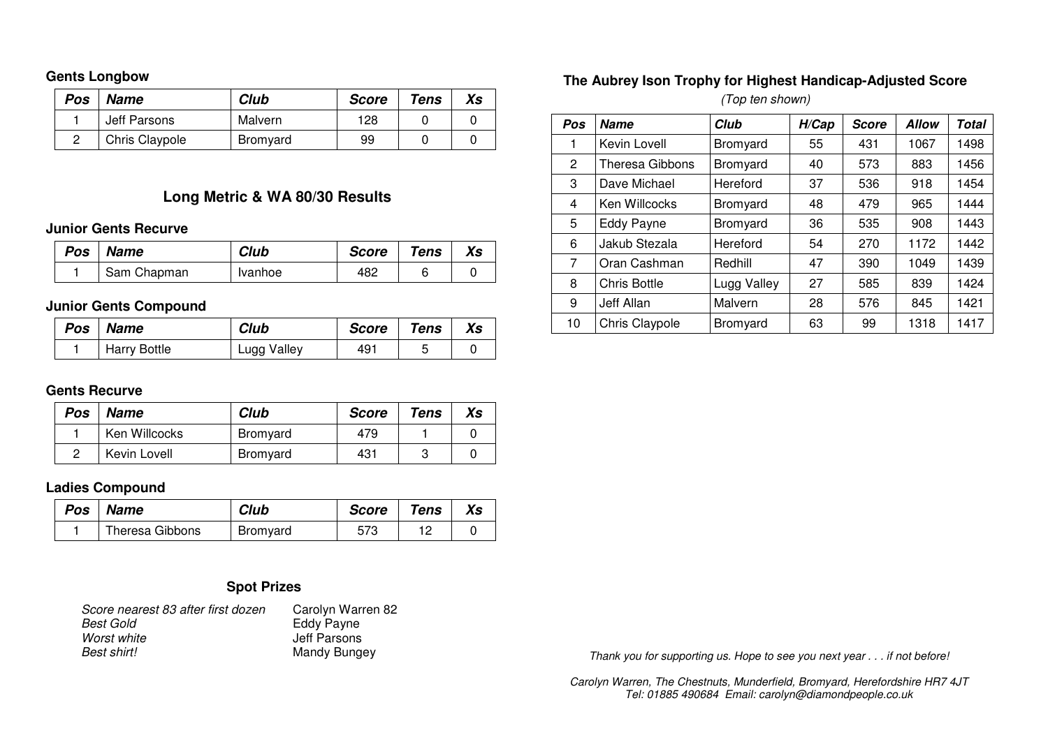### Gents Longbow

| Pos | Name | Club | Score | Tens | Xs |
|---|---|---|---|---|---|
| 1 | Jeff Parsons | Malvern | 128 | 0 | 0 |
| 2 | Chris Claypole | Bromyard | 99 | 0 | 0 |

## Long Metric & WA 80/30 Results

### Junior Gents Recurve

| Pos | Name | Club | Score | Tens | Xs |
|---|---|---|---|---|---|
| 1 | Sam Chapman | Ivanhoe | 482 | 6 | 0 |

### Junior Gents Compound

| Pos | Name | Club | Score | Tens | Xs |
|---|---|---|---|---|---|
| 1 | Harry Bottle | Lugg Valley | 491 | 5 | 0 |

### Gents Recurve

| Pos | Name | Club | Score | Tens | Xs |
|---|---|---|---|---|---|
| 1 | Ken Willcocks | Bromyard | 479 | 1 | 0 |
| 2 | Kevin Lovell | Bromyard | 431 | 3 | 0 |

### Ladies Compound

| Pos | Name | Club | Score | Tens | Xs |
|---|---|---|---|---|---|
| 1 | Theresa Gibbons | Bromyard | 573 | 12 | 0 |

## Spot Prizes

| | |
|---|---|
| *Score nearest 83 after first dozen* | Carolyn Warren 82 |
| *Best Gold* | Eddy Payne |
| *Worst white* | Jeff Parsons |
| *Best shirt!* | Mandy Bungey |

### The Aubrey Ison Trophy for Highest Handicap-Adjusted Score

*(Top ten shown)*

| Pos | Name | Club | H/Cap | Score | Allow | Total |
|---|---|---|---|---|---|---|
| 1 | Kevin Lovell | Bromyard | 55 | 431 | 1067 | 1498 |
| 2 | Theresa Gibbons | Bromyard | 40 | 573 | 883 | 1456 |
| 3 | Dave Michael | Hereford | 37 | 536 | 918 | 1454 |
| 4 | Ken Willcocks | Bromyard | 48 | 479 | 965 | 1444 |
| 5 | Eddy Payne | Bromyard | 36 | 535 | 908 | 1443 |
| 6 | Jakub Stezala | Hereford | 54 | 270 | 1172 | 1442 |
| 7 | Oran Cashman | Redhill | 47 | 390 | 1049 | 1439 |
| 8 | Chris Bottle | Lugg Valley | 27 | 585 | 839 | 1424 |
| 9 | Jeff Allan | Malvern | 28 | 576 | 845 | 1421 |
| 10 | Chris Claypole | Bromyard | 63 | 99 | 1318 | 1417 |

*Thank you for supporting us. Hope to see you next year . . . if not before!*

*Carolyn Warren, The Chestnuts, Munderfield, Bromyard, Herefordshire HR7 4JT*
*Tel: 01885 490684 Email: carolyn@diamondpeople.co.uk*